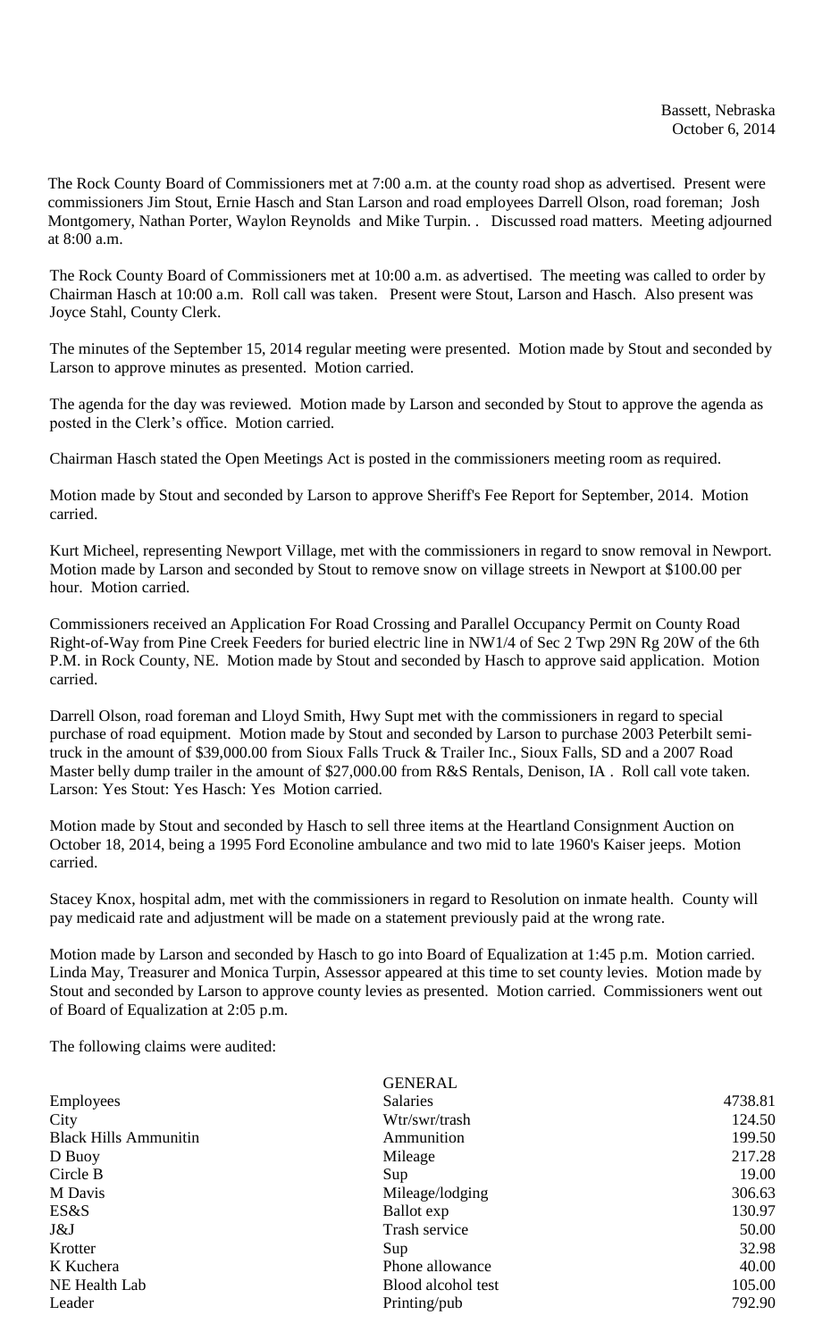Bassett, Nebraska
October 6, 2014

The Rock County Board of Commissioners met at 7:00 a.m. at the county road shop as advertised. Present were commissioners Jim Stout, Ernie Hasch and Stan Larson and road employees Darrell Olson, road foreman; Josh Montgomery, Nathan Porter, Waylon Reynolds and Mike Turpin. . Discussed road matters. Meeting adjourned at 8:00 a.m.

The Rock County Board of Commissioners met at 10:00 a.m. as advertised. The meeting was called to order by Chairman Hasch at 10:00 a.m. Roll call was taken. Present were Stout, Larson and Hasch. Also present was Joyce Stahl, County Clerk.

The minutes of the September 15, 2014 regular meeting were presented. Motion made by Stout and seconded by Larson to approve minutes as presented. Motion carried.

The agenda for the day was reviewed. Motion made by Larson and seconded by Stout to approve the agenda as posted in the Clerk's office. Motion carried.

Chairman Hasch stated the Open Meetings Act is posted in the commissioners meeting room as required.

Motion made by Stout and seconded by Larson to approve Sheriff's Fee Report for September, 2014. Motion carried.

Kurt Micheel, representing Newport Village, met with the commissioners in regard to snow removal in Newport. Motion made by Larson and seconded by Stout to remove snow on village streets in Newport at $100.00 per hour. Motion carried.

Commissioners received an Application For Road Crossing and Parallel Occupancy Permit on County Road Right-of-Way from Pine Creek Feeders for buried electric line in NW1/4 of Sec 2 Twp 29N Rg 20W of the 6th P.M. in Rock County, NE. Motion made by Stout and seconded by Hasch to approve said application. Motion carried.

Darrell Olson, road foreman and Lloyd Smith, Hwy Supt met with the commissioners in regard to special purchase of road equipment. Motion made by Stout and seconded by Larson to purchase 2003 Peterbilt semi-truck in the amount of $39,000.00 from Sioux Falls Truck & Trailer Inc., Sioux Falls, SD and a 2007 Road Master belly dump trailer in the amount of $27,000.00 from R&S Rentals, Denison, IA . Roll call vote taken. Larson: Yes Stout: Yes Hasch: Yes Motion carried.

Motion made by Stout and seconded by Hasch to sell three items at the Heartland Consignment Auction on October 18, 2014, being a 1995 Ford Econoline ambulance and two mid to late 1960's Kaiser jeeps. Motion carried.

Stacey Knox, hospital adm, met with the commissioners in regard to Resolution on inmate health. County will pay medicaid rate and adjustment will be made on a statement previously paid at the wrong rate.

Motion made by Larson and seconded by Hasch to go into Board of Equalization at 1:45 p.m. Motion carried. Linda May, Treasurer and Monica Turpin, Assessor appeared at this time to set county levies. Motion made by Stout and seconded by Larson to approve county levies as presented. Motion carried. Commissioners went out of Board of Equalization at 2:05 p.m.

The following claims were audited:

| | GENERAL | |
|---|---|---|
| Employees | Salaries | 4738.81 |
| City | Wtr/swr/trash | 124.50 |
| Black Hills Ammunitin | Ammunition | 199.50 |
| D Buoy | Mileage | 217.28 |
| Circle B | Sup | 19.00 |
| M Davis | Mileage/lodging | 306.63 |
| ES&S | Ballot exp | 130.97 |
| J&J | Trash service | 50.00 |
| Krotter | Sup | 32.98 |
| K Kuchera | Phone allowance | 40.00 |
| NE Health Lab | Blood alcohol test | 105.00 |
| Leader | Printing/pub | 792.90 |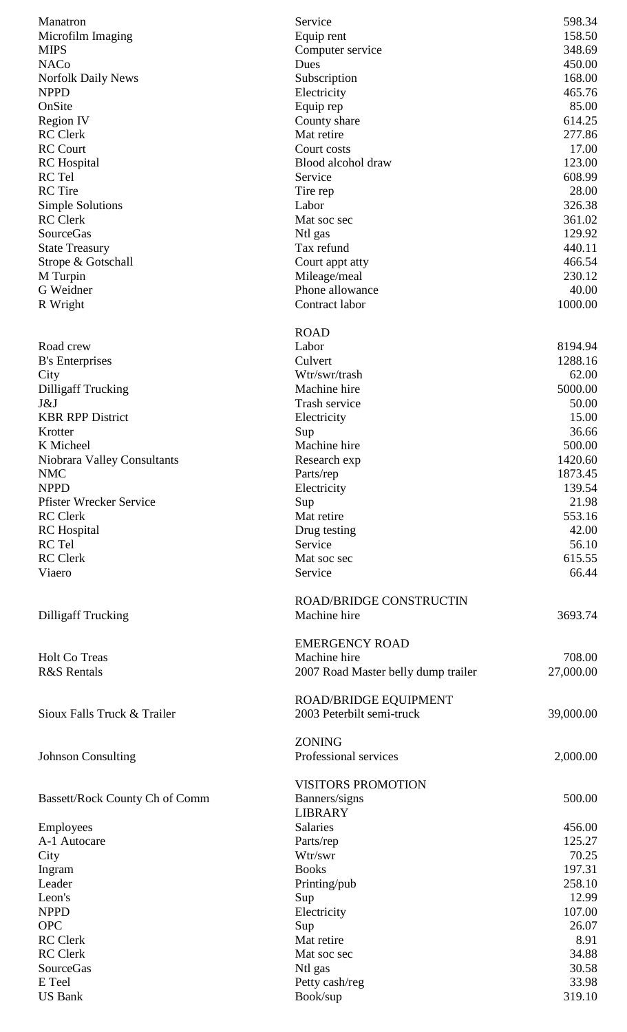| | | |
|---|---|---|
| Manatron | Service | 598.34 |
| Microfilm Imaging | Equip rent | 158.50 |
| MIPS | Computer service | 348.69 |
| NACo | Dues | 450.00 |
| Norfolk Daily News | Subscription | 168.00 |
| NPPD | Electricity | 465.76 |
| OnSite | Equip rep | 85.00 |
| Region IV | County share | 614.25 |
| RC Clerk | Mat retire | 277.86 |
| RC Court | Court costs | 17.00 |
| RC Hospital | Blood alcohol draw | 123.00 |
| RC Tel | Service | 608.99 |
| RC Tire | Tire rep | 28.00 |
| Simple Solutions | Labor | 326.38 |
| RC Clerk | Mat soc sec | 361.02 |
| SourceGas | Ntl gas | 129.92 |
| State Treasury | Tax refund | 440.11 |
| Strope & Gotschall | Court appt atty | 466.54 |
| M Turpin | Mileage/meal | 230.12 |
| G Weidner | Phone allowance | 40.00 |
| R Wright | Contract labor | 1000.00 |
| | ROAD | |
| Road crew | Labor | 8194.94 |
| B's Enterprises | Culvert | 1288.16 |
| City | Wtr/swr/trash | 62.00 |
| Dilligaff Trucking | Machine hire | 5000.00 |
| J&J | Trash service | 50.00 |
| KBR RPP District | Electricity | 15.00 |
| Krotter | Sup | 36.66 |
| K Micheel | Machine hire | 500.00 |
| Niobrara Valley Consultants | Research exp | 1420.60 |
| NMC | Parts/rep | 1873.45 |
| NPPD | Electricity | 139.54 |
| Pfister Wrecker Service | Sup | 21.98 |
| RC Clerk | Mat retire | 553.16 |
| RC Hospital | Drug testing | 42.00 |
| RC Tel | Service | 56.10 |
| RC Clerk | Mat soc sec | 615.55 |
| Viaero | Service | 66.44 |
| | ROAD/BRIDGE CONSTRUCTIN | |
| Dilligaff Trucking | Machine hire | 3693.74 |
| | EMERGENCY ROAD | |
| Holt Co Treas | Machine hire | 708.00 |
| R&S Rentals | 2007 Road Master belly dump trailer | 27,000.00 |
| | ROAD/BRIDGE EQUIPMENT | |
| Sioux Falls Truck & Trailer | 2003 Peterbilt semi-truck | 39,000.00 |
| | ZONING | |
| Johnson Consulting | Professional services | 2,000.00 |
| | VISITORS PROMOTION | |
| Bassett/Rock County Ch of Comm | Banners/signs | 500.00 |
| | LIBRARY | |
| Employees | Salaries | 456.00 |
| A-1 Autocare | Parts/rep | 125.27 |
| City | Wtr/swr | 70.25 |
| Ingram | Books | 197.31 |
| Leader | Printing/pub | 258.10 |
| Leon's | Sup | 12.99 |
| NPPD | Electricity | 107.00 |
| OPC | Sup | 26.07 |
| RC Clerk | Mat retire | 8.91 |
| RC Clerk | Mat soc sec | 34.88 |
| SourceGas | Ntl gas | 30.58 |
| E Teel | Petty cash/reg | 33.98 |
| US Bank | Book/sup | 319.10 |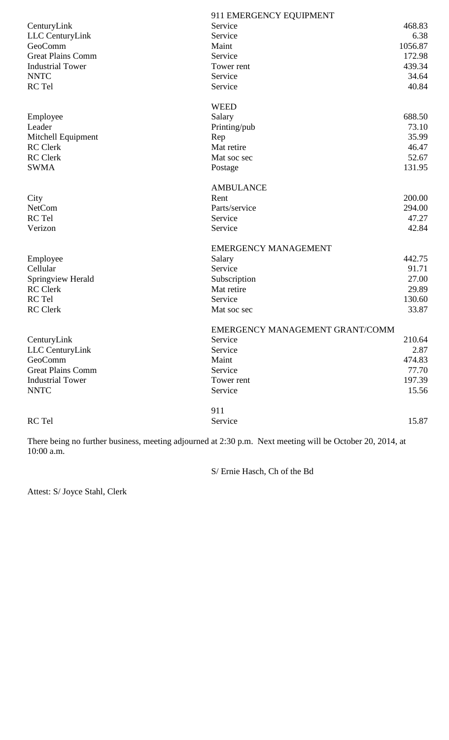| | | |
|---|---|---|
| | 911 EMERGENCY EQUIPMENT | |
| CenturyLink | Service | 468.83 |
| LLC CenturyLink | Service | 6.38 |
| GeoComm | Maint | 1056.87 |
| Great Plains Comm | Service | 172.98 |
| Industrial Tower | Tower rent | 439.34 |
| NNTC | Service | 34.64 |
| RC Tel | Service | 40.84 |
| | WEED | |
| Employee | Salary | 688.50 |
| Leader | Printing/pub | 73.10 |
| Mitchell Equipment | Rep | 35.99 |
| RC Clerk | Mat retire | 46.47 |
| RC Clerk | Mat soc sec | 52.67 |
| SWMA | Postage | 131.95 |
| | AMBULANCE | |
| City | Rent | 200.00 |
| NetCom | Parts/service | 294.00 |
| RC Tel | Service | 47.27 |
| Verizon | Service | 42.84 |
| | EMERGENCY MANAGEMENT | |
| Employee | Salary | 442.75 |
| Cellular | Service | 91.71 |
| Springview Herald | Subscription | 27.00 |
| RC Clerk | Mat retire | 29.89 |
| RC Tel | Service | 130.60 |
| RC Clerk | Mat soc sec | 33.87 |
| | EMERGENCY MANAGEMENT GRANT/COMM | |
| CenturyLink | Service | 210.64 |
| LLC CenturyLink | Service | 2.87 |
| GeoComm | Maint | 474.83 |
| Great Plains Comm | Service | 77.70 |
| Industrial Tower | Tower rent | 197.39 |
| NNTC | Service | 15.56 |
| | 911 | |
| RC Tel | Service | 15.87 |

There being no further business, meeting adjourned at 2:30 p.m. Next meeting will be October 20, 2014, at 10:00 a.m.

S/ Ernie Hasch, Ch of the Bd

Attest: S/ Joyce Stahl, Clerk